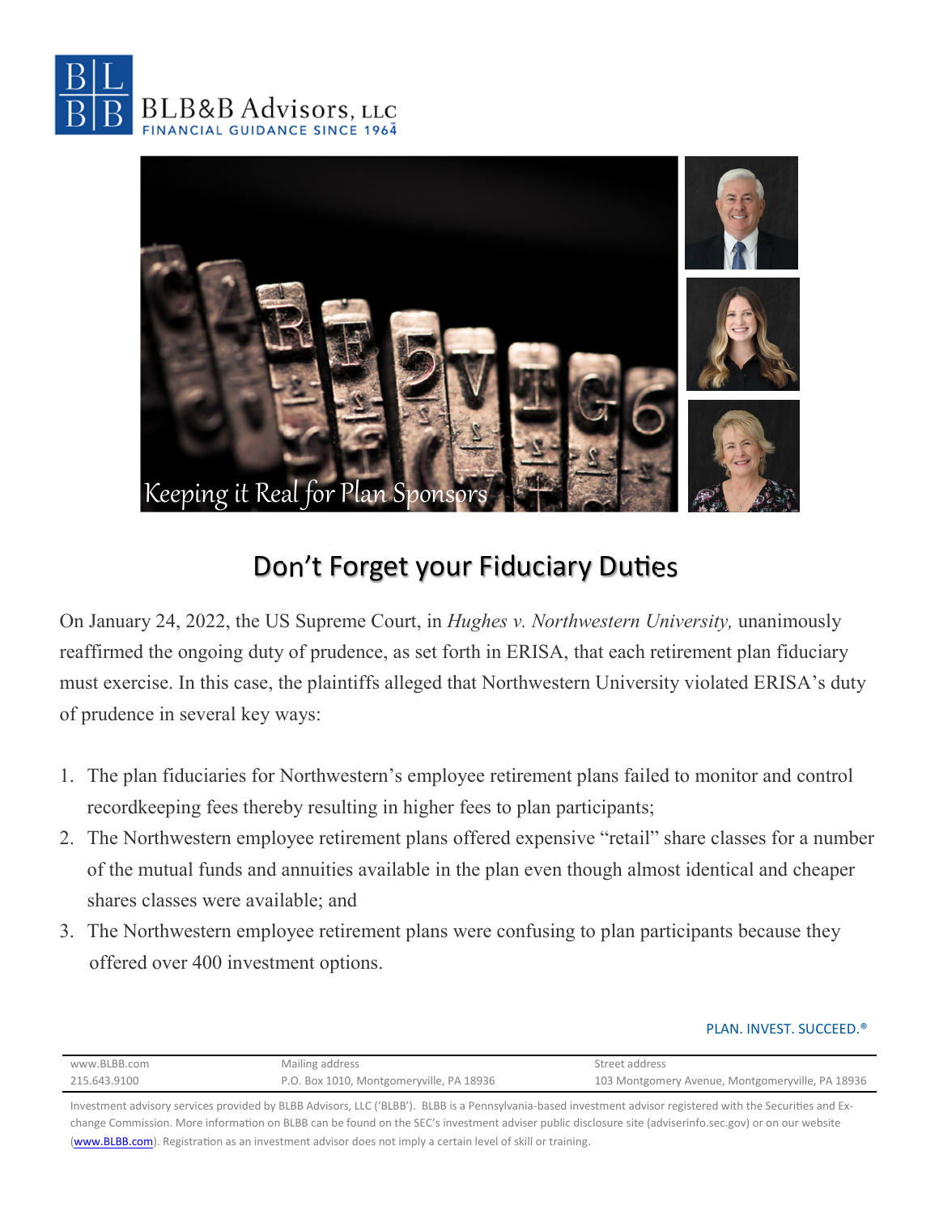BLB&B Advisors, LLC
FINANCIAL GUIDANCE SINCE 1964

*Keeping it Real for Plan Sponsors*

# Don't Forget your Fiduciary Duties

On January 24, 2022, the US Supreme Court, in *Hughes v. Northwestern University,* unanimously reaffirmed the ongoing duty of prudence, as set forth in ERISA, that each retirement plan fiduciary must exercise. In this case, the plaintiffs alleged that Northwestern University violated ERISA's duty of prudence in several key ways:

1. The plan fiduciaries for Northwestern's employee retirement plans failed to monitor and control recordkeeping fees thereby resulting in higher fees to plan participants;
2. The Northwestern employee retirement plans offered expensive "retail" share classes for a number of the mutual funds and annuities available in the plan even though almost identical and cheaper shares classes were available; and
3. The Northwestern employee retirement plans were confusing to plan participants because they offered over 400 investment options.

PLAN. INVEST. SUCCEED.®

| www.BLBB.com | Mailing address | Street address |
|---|---|---|
| 215.643.9100 | P.O. Box 1010, Montgomeryville, PA 18936 | 103 Montgomery Avenue, Montgomeryville, PA 18936 |

Investment advisory services provided by BLBB Advisors, LLC ('BLBB'). BLBB is a Pennsylvania-based investment advisor registered with the Securities and Exchange Commission. More information on BLBB can be found on the SEC's investment adviser public disclosure site (adviserinfo.sec.gov) or on our website (www.BLBB.com). Registration as an investment advisor does not imply a certain level of skill or training.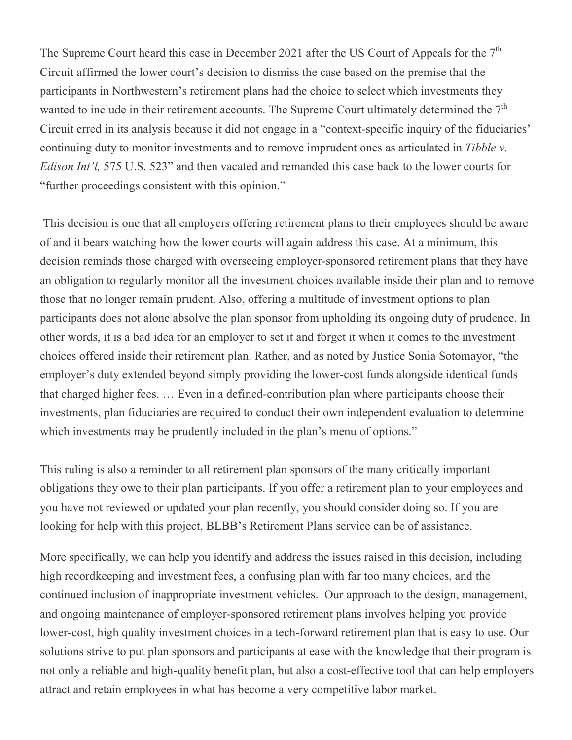The Supreme Court heard this case in December 2021 after the US Court of Appeals for the 7th Circuit affirmed the lower court's decision to dismiss the case based on the premise that the participants in Northwestern's retirement plans had the choice to select which investments they wanted to include in their retirement accounts. The Supreme Court ultimately determined the 7th Circuit erred in its analysis because it did not engage in a "context-specific inquiry of the fiduciaries' continuing duty to monitor investments and to remove imprudent ones as articulated in *Tibble v. Edison Int'l,* 575 U.S. 523" and then vacated and remanded this case back to the lower courts for "further proceedings consistent with this opinion."

This decision is one that all employers offering retirement plans to their employees should be aware of and it bears watching how the lower courts will again address this case. At a minimum, this decision reminds those charged with overseeing employer-sponsored retirement plans that they have an obligation to regularly monitor all the investment choices available inside their plan and to remove those that no longer remain prudent. Also, offering a multitude of investment options to plan participants does not alone absolve the plan sponsor from upholding its ongoing duty of prudence. In other words, it is a bad idea for an employer to set it and forget it when it comes to the investment choices offered inside their retirement plan. Rather, and as noted by Justice Sonia Sotomayor, "the employer's duty extended beyond simply providing the lower-cost funds alongside identical funds that charged higher fees. … Even in a defined-contribution plan where participants choose their investments, plan fiduciaries are required to conduct their own independent evaluation to determine which investments may be prudently included in the plan's menu of options."

This ruling is also a reminder to all retirement plan sponsors of the many critically important obligations they owe to their plan participants. If you offer a retirement plan to your employees and you have not reviewed or updated your plan recently, you should consider doing so. If you are looking for help with this project, BLBB's Retirement Plans service can be of assistance.

More specifically, we can help you identify and address the issues raised in this decision, including high recordkeeping and investment fees, a confusing plan with far too many choices, and the continued inclusion of inappropriate investment vehicles. Our approach to the design, management, and ongoing maintenance of employer-sponsored retirement plans involves helping you provide lower-cost, high quality investment choices in a tech-forward retirement plan that is easy to use. Our solutions strive to put plan sponsors and participants at ease with the knowledge that their program is not only a reliable and high-quality benefit plan, but also a cost-effective tool that can help employers attract and retain employees in what has become a very competitive labor market.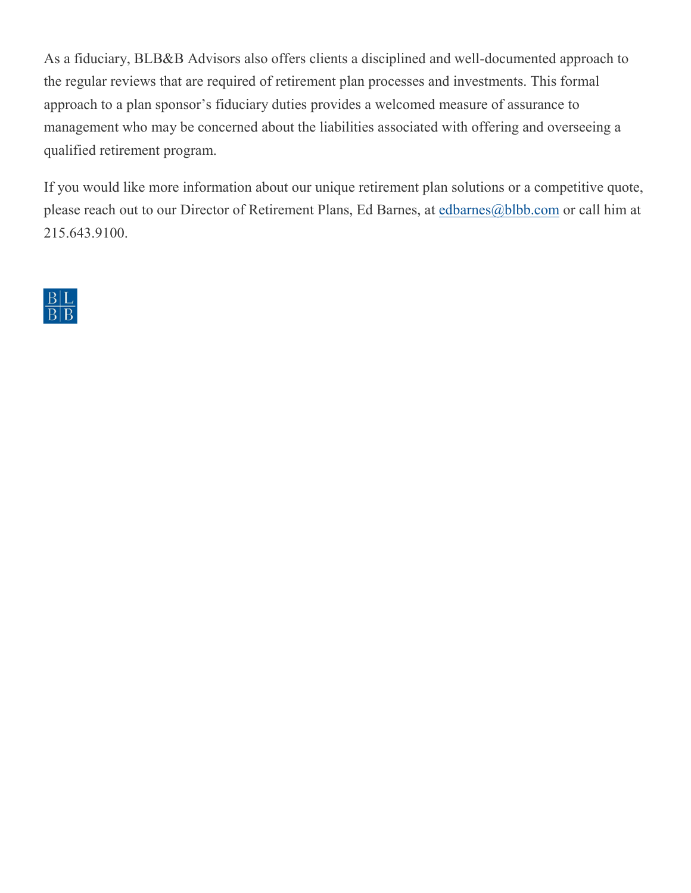As a fiduciary, BLB&B Advisors also offers clients a disciplined and well-documented approach to the regular reviews that are required of retirement plan processes and investments. This formal approach to a plan sponsor's fiduciary duties provides a welcomed measure of assurance to management who may be concerned about the liabilities associated with offering and overseeing a qualified retirement program.

If you would like more information about our unique retirement plan solutions or a competitive quote, please reach out to our Director of Retirement Plans, Ed Barnes, at edbarnes@blbb.com or call him at 215.643.9100.